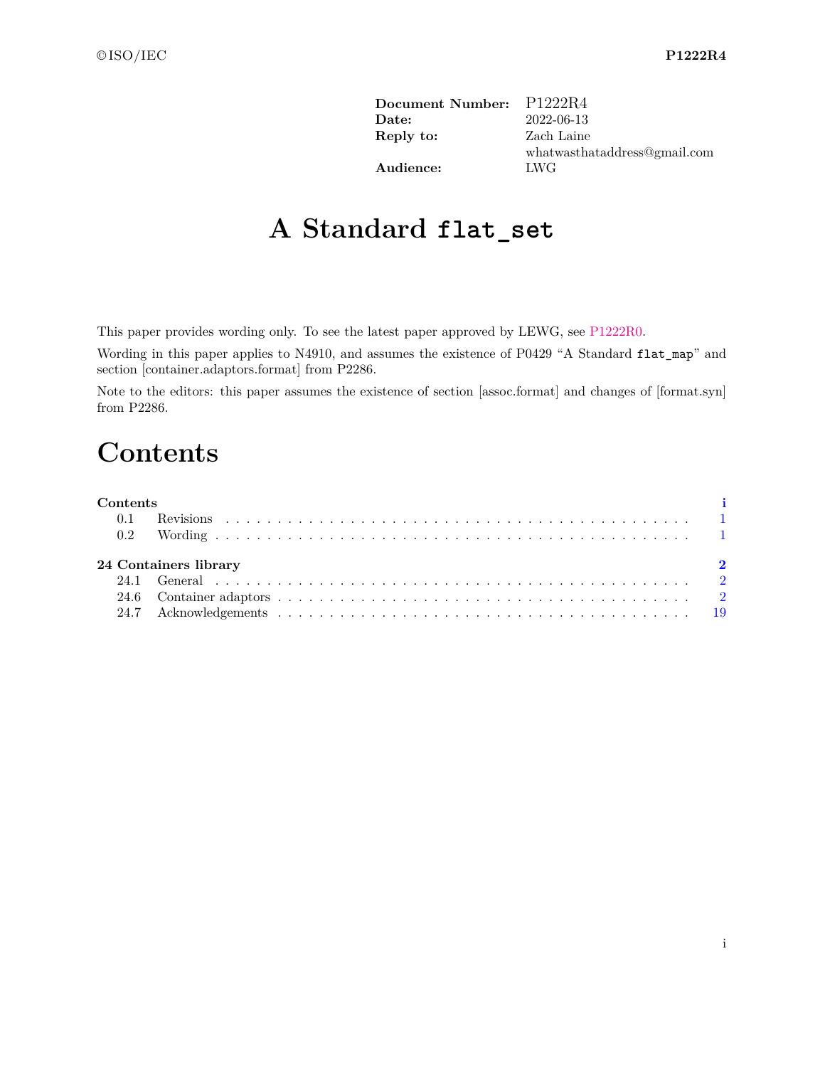| | |
|---|---|
| **Document Number:** | P1222R4 |
| **Date:** | 2022-06-13 |
| **Reply to:** | Zach Laine |
| | whatwasthataddress@gmail.com |
| **Audience:** | LWG |

# A Standard `flat_set`

This paper provides wording only. To see the latest paper approved by LEWG, see P1222R0.

Wording in this paper applies to N4910, and assumes the existence of P0429 "A Standard `flat_map`" and section [container.adaptors.format] from P2286.

Note to the editors: this paper assumes the existence of section [assoc.format] and changes of [format.syn] from P2286.

# Contents

**Contents** — i
- 0.1 Revisions — 1
- 0.2 Wording — 1

**24 Containers library** — 2
- 24.1 General — 2
- 24.6 Container adaptors — 2
- 24.7 Acknowledgements — 19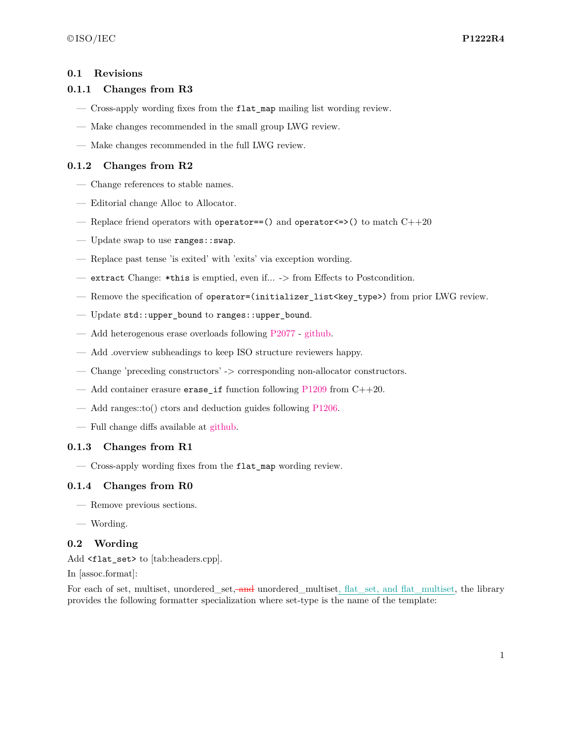### 0.1 Revisions

#### 0.1.1 Changes from R3

- Cross-apply wording fixes from the `flat_map` mailing list wording review.
- Make changes recommended in the small group LWG review.
- Make changes recommended in the full LWG review.

#### 0.1.2 Changes from R2

- Change references to stable names.
- Editorial change Alloc to Allocator.
- Replace friend operators with `operator==()` and `operator<=>()` to match C++20
- Update swap to use `ranges::swap`.
- Replace past tense 'is exited' with 'exits' via exception wording.
- `extract` Change: `*this` is emptied, even if... -> from Effects to Postcondition.
- Remove the specification of `operator=(initializer_list<key_type>)` from prior LWG review.
- Update `std::upper_bound` to `ranges::upper_bound`.
- Add heterogenous erase overloads following P2077 - github.
- Add .overview subheadings to keep ISO structure reviewers happy.
- Change 'preceding constructors' -> corresponding non-allocator constructors.
- Add container erasure `erase_if` function following P1209 from C++20.
- Add ranges::to() ctors and deduction guides following P1206.
- Full change diffs available at github.

#### 0.1.3 Changes from R1

- Cross-apply wording fixes from the `flat_map` wording review.

#### 0.1.4 Changes from R0

- Remove previous sections.
- Wording.

### 0.2 Wording

Add `<flat_set>` to [tab:headers.cpp].

In [assoc.format]:

For each of set, multiset, unordered_set, ~~and~~ unordered_multiset, flat_set, and flat_multiset, the library provides the following formatter specialization where set-type is the name of the template: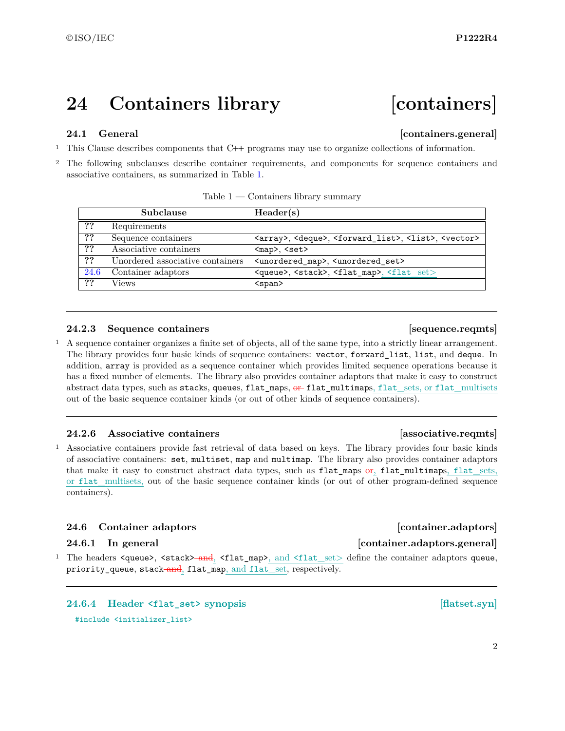# 24 Containers library [containers]

## 24.1 General [containers.general]

1 This Clause describes components that C++ programs may use to organize collections of information.

2 The following subclauses describe container requirements, and components for sequence containers and associative containers, as summarized in Table 1.

Table 1 — Containers library summary

| | Subclause | Header(s) |
|---|---|---|
| ?? | Requirements | |
| ?? | Sequence containers | `<array>`, `<deque>`, `<forward_list>`, `<list>`, `<vector>` |
| ?? | Associative containers | `<map>`, `<set>` |
| ?? | Unordered associative containers | `<unordered_map>`, `<unordered_set>` |
| 24.6 | Container adaptors | `<queue>`, `<stack>`, `<flat_map>`, `<flat_set>` |
| ?? | Views | `<span>` |

---

### 24.2.3 Sequence containers [sequence.reqmts]

1 A sequence container organizes a finite set of objects, all of the same type, into a strictly linear arrangement. The library provides four basic kinds of sequence containers: `vector`, `forward_list`, `list`, and `deque`. In addition, `array` is provided as a sequence container which provides limited sequence operations because it has a fixed number of elements. The library also provides container adaptors that make it easy to construct abstract data types, such as `stack`s, `queue`s, `flat_map`s, ~~or~~ `flat_multimap`s, `flat_set`s, or `flat_multiset`s out of the basic sequence container kinds (or out of other kinds of sequence containers).

---

### 24.2.6 Associative containers [associative.reqmts]

1 Associative containers provide fast retrieval of data based on keys. The library provides four basic kinds of associative containers: `set`, `multiset`, `map` and `multimap`. The library also provides container adaptors that make it easy to construct abstract data types, such as `flat_map`s ~~or~~, `flat_multimap`s, `flat_set`s, or `flat_multiset`s, out of the basic sequence container kinds (or out of other program-defined sequence containers).

---

## 24.6 Container adaptors [container.adaptors]

### 24.6.1 In general [container.adaptors.general]

1 The headers `<queue>`, `<stack>` ~~and~~, `<flat_map>`, and `<flat_set>` define the container adaptors `queue`, `priority_queue`, `stack` ~~and~~, `flat_map`, and `flat_set`, respectively.

---

### 24.6.4 Header `<flat_set>` synopsis [flatset.syn]

```
#include <initializer_list>
```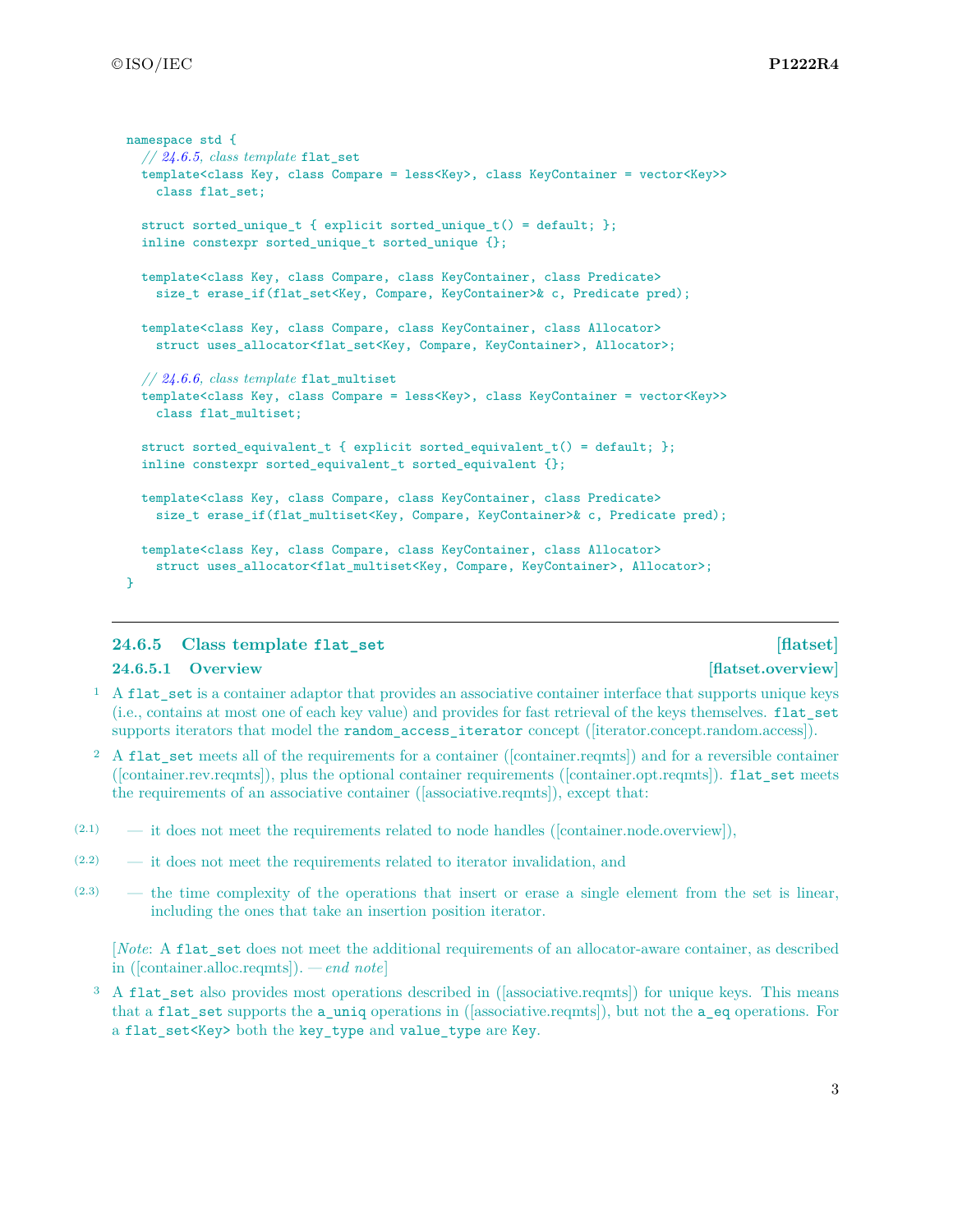```
namespace std {
  // 24.6.5, class template flat_set
  template<class Key, class Compare = less<Key>, class KeyContainer = vector<Key>>
    class flat_set;

  struct sorted_unique_t { explicit sorted_unique_t() = default; };
  inline constexpr sorted_unique_t sorted_unique {};

  template<class Key, class Compare, class KeyContainer, class Predicate>
    size_t erase_if(flat_set<Key, Compare, KeyContainer>& c, Predicate pred);

  template<class Key, class Compare, class KeyContainer, class Allocator>
    struct uses_allocator<flat_set<Key, Compare, KeyContainer>, Allocator>;

  // 24.6.6, class template flat_multiset
  template<class Key, class Compare = less<Key>, class KeyContainer = vector<Key>>
    class flat_multiset;

  struct sorted_equivalent_t { explicit sorted_equivalent_t() = default; };
  inline constexpr sorted_equivalent_t sorted_equivalent {};

  template<class Key, class Compare, class KeyContainer, class Predicate>
    size_t erase_if(flat_multiset<Key, Compare, KeyContainer>& c, Predicate pred);

  template<class Key, class Compare, class KeyContainer, class Allocator>
    struct uses_allocator<flat_multiset<Key, Compare, KeyContainer>, Allocator>;
}
```

---

### 24.6.5 Class template `flat_set` [flatset]

#### 24.6.5.1 Overview [flatset.overview]

1 A `flat_set` is a container adaptor that provides an associative container interface that supports unique keys (i.e., contains at most one of each key value) and provides for fast retrieval of the keys themselves. `flat_set` supports iterators that model the `random_access_iterator` concept ([iterator.concept.random.access]).

2 A `flat_set` meets all of the requirements for a container ([container.reqmts]) and for a reversible container ([container.rev.reqmts]), plus the optional container requirements ([container.opt.reqmts]). `flat_set` meets the requirements of an associative container ([associative.reqmts]), except that:

- (2.1) — it does not meet the requirements related to node handles ([container.node.overview]),
- (2.2) — it does not meet the requirements related to iterator invalidation, and
- (2.3) — the time complexity of the operations that insert or erase a single element from the set is linear, including the ones that take an insertion position iterator.

[*Note*: A `flat_set` does not meet the additional requirements of an allocator-aware container, as described in ([container.alloc.reqmts]). — *end note*]

3 A `flat_set` also provides most operations described in ([associative.reqmts]) for unique keys. This means that a `flat_set` supports the `a_uniq` operations in ([associative.reqmts]), but not the `a_eq` operations. For a `flat_set<Key>` both the `key_type` and `value_type` are `Key`.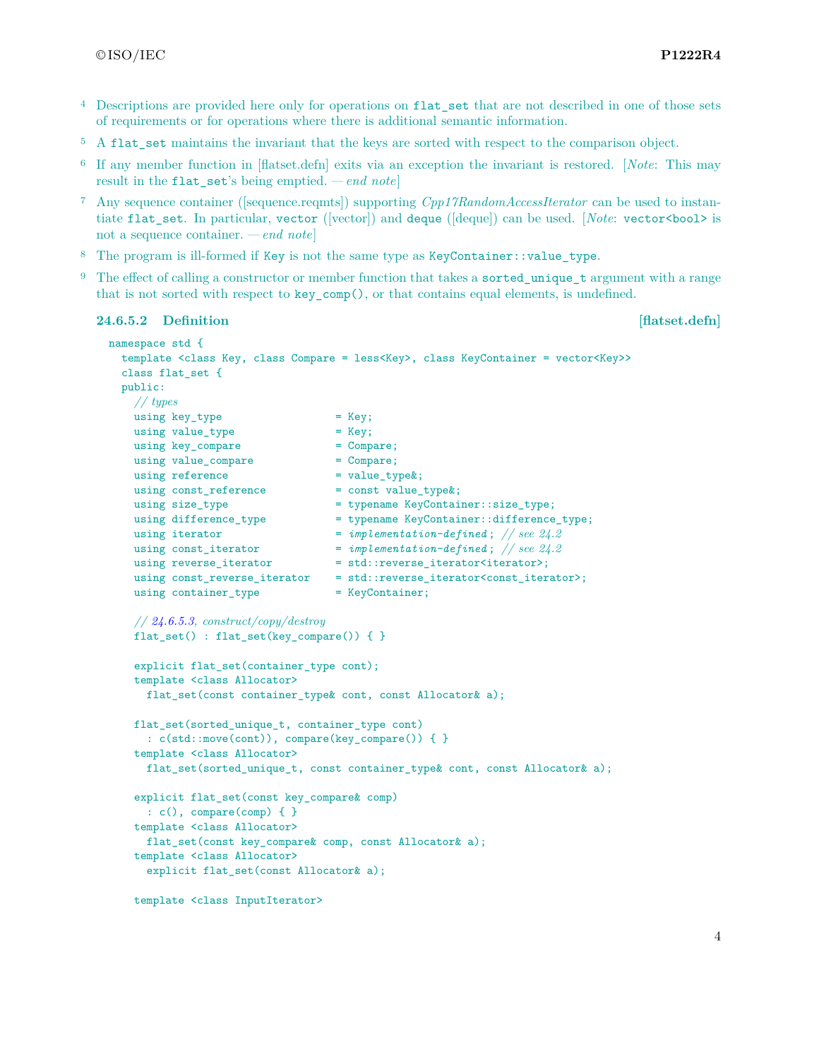4 Descriptions are provided here only for operations on `flat_set` that are not described in one of those sets of requirements or for operations where there is additional semantic information.

5 A `flat_set` maintains the invariant that the keys are sorted with respect to the comparison object.

6 If any member function in [flatset.defn] exits via an exception the invariant is restored. [*Note*: This may result in the `flat_set`'s being emptied. — *end note*]

7 Any sequence container ([sequence.reqmts]) supporting *Cpp17RandomAccessIterator* can be used to instantiate `flat_set`. In particular, `vector` ([vector]) and `deque` ([deque]) can be used. [*Note*: `vector<bool>` is not a sequence container. — *end note*]

8 The program is ill-formed if `Key` is not the same type as `KeyContainer::value_type`.

9 The effect of calling a constructor or member function that takes a `sorted_unique_t` argument with a range that is not sorted with respect to `key_comp()`, or that contains equal elements, is undefined.

### 24.6.5.2 Definition [flatset.defn]

```
namespace std {
  template <class Key, class Compare = less<Key>, class KeyContainer = vector<Key>>
  class flat_set {
  public:
    // types
    using key_type                = Key;
    using value_type              = Key;
    using key_compare             = Compare;
    using value_compare           = Compare;
    using reference               = value_type&;
    using const_reference         = const value_type&;
    using size_type               = typename KeyContainer::size_type;
    using difference_type         = typename KeyContainer::difference_type;
    using iterator                = implementation-defined; // see 24.2
    using const_iterator          = implementation-defined; // see 24.2
    using reverse_iterator        = std::reverse_iterator<iterator>;
    using const_reverse_iterator  = std::reverse_iterator<const_iterator>;
    using container_type          = KeyContainer;

    // 24.6.5.3, construct/copy/destroy
    flat_set() : flat_set(key_compare()) { }

    explicit flat_set(container_type cont);
    template <class Allocator>
      flat_set(const container_type& cont, const Allocator& a);

    flat_set(sorted_unique_t, container_type cont)
      : c(std::move(cont)), compare(key_compare()) { }
    template <class Allocator>
      flat_set(sorted_unique_t, const container_type& cont, const Allocator& a);

    explicit flat_set(const key_compare& comp)
      : c(), compare(comp) { }
    template <class Allocator>
      flat_set(const key_compare& comp, const Allocator& a);
    template <class Allocator>
      explicit flat_set(const Allocator& a);

    template <class InputIterator>
```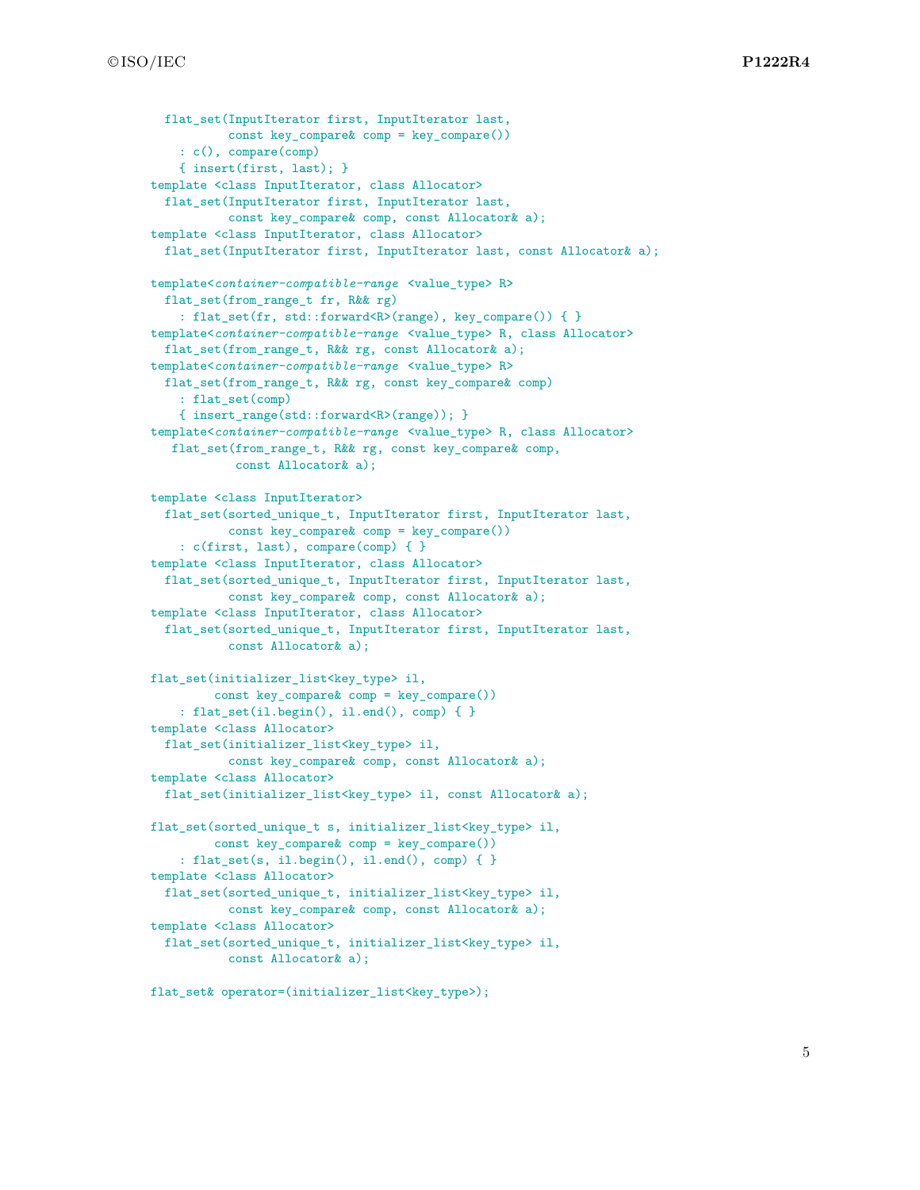```
    flat_set(InputIterator first, InputIterator last,
             const key_compare& comp = key_compare())
      : c(), compare(comp)
      { insert(first, last); }
  template <class InputIterator, class Allocator>
    flat_set(InputIterator first, InputIterator last,
             const key_compare& comp, const Allocator& a);
  template <class InputIterator, class Allocator>
    flat_set(InputIterator first, InputIterator last, const Allocator& a);

  template<container-compatible-range <value_type> R>
    flat_set(from_range_t fr, R&& rg)
      : flat_set(fr, std::forward<R>(range), key_compare()) { }
  template<container-compatible-range <value_type> R, class Allocator>
    flat_set(from_range_t, R&& rg, const Allocator& a);
  template<container-compatible-range <value_type> R>
    flat_set(from_range_t, R&& rg, const key_compare& comp)
      : flat_set(comp)
      { insert_range(std::forward<R>(range)); }
  template<container-compatible-range <value_type> R, class Allocator>
     flat_set(from_range_t, R&& rg, const key_compare& comp,
              const Allocator& a);

  template <class InputIterator>
    flat_set(sorted_unique_t, InputIterator first, InputIterator last,
             const key_compare& comp = key_compare())
      : c(first, last), compare(comp) { }
  template <class InputIterator, class Allocator>
    flat_set(sorted_unique_t, InputIterator first, InputIterator last,
             const key_compare& comp, const Allocator& a);
  template <class InputIterator, class Allocator>
    flat_set(sorted_unique_t, InputIterator first, InputIterator last,
             const Allocator& a);

  flat_set(initializer_list<key_type> il,
           const key_compare& comp = key_compare())
      : flat_set(il.begin(), il.end(), comp) { }
  template <class Allocator>
    flat_set(initializer_list<key_type> il,
             const key_compare& comp, const Allocator& a);
  template <class Allocator>
    flat_set(initializer_list<key_type> il, const Allocator& a);

  flat_set(sorted_unique_t s, initializer_list<key_type> il,
           const key_compare& comp = key_compare())
      : flat_set(s, il.begin(), il.end(), comp) { }
  template <class Allocator>
    flat_set(sorted_unique_t, initializer_list<key_type> il,
             const key_compare& comp, const Allocator& a);
  template <class Allocator>
    flat_set(sorted_unique_t, initializer_list<key_type> il,
             const Allocator& a);

  flat_set& operator=(initializer_list<key_type>);
```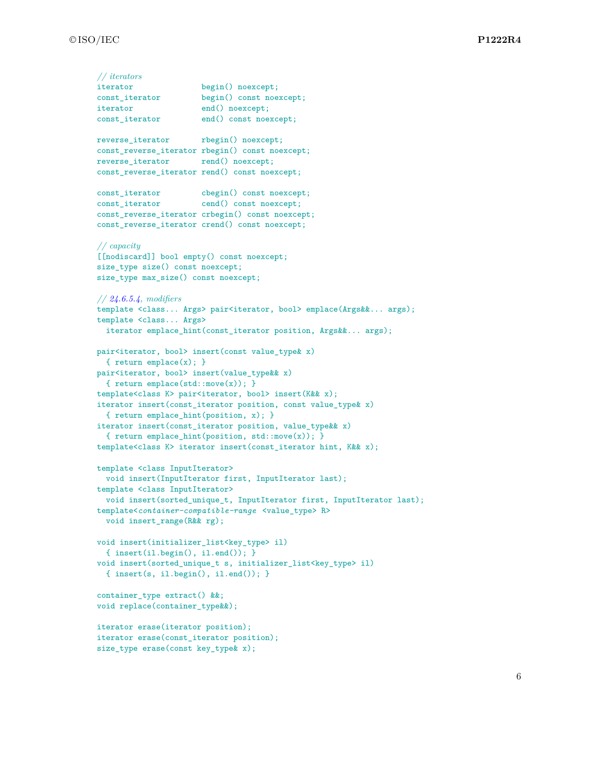```
// iterators
iterator               begin() noexcept;
const_iterator         begin() const noexcept;
iterator               end() noexcept;
const_iterator         end() const noexcept;

reverse_iterator       rbegin() noexcept;
const_reverse_iterator rbegin() const noexcept;
reverse_iterator       rend() noexcept;
const_reverse_iterator rend() const noexcept;

const_iterator         cbegin() const noexcept;
const_iterator         cend() const noexcept;
const_reverse_iterator crbegin() const noexcept;
const_reverse_iterator crend() const noexcept;

// capacity
[[nodiscard]] bool empty() const noexcept;
size_type size() const noexcept;
size_type max_size() const noexcept;

// 24.6.5.4, modifiers
template <class... Args> pair<iterator, bool> emplace(Args&&... args);
template <class... Args>
  iterator emplace_hint(const_iterator position, Args&&... args);

pair<iterator, bool> insert(const value_type& x)
  { return emplace(x); }
pair<iterator, bool> insert(value_type&& x)
  { return emplace(std::move(x)); }
template<class K> pair<iterator, bool> insert(K&& x);
iterator insert(const_iterator position, const value_type& x)
  { return emplace_hint(position, x); }
iterator insert(const_iterator position, value_type&& x)
  { return emplace_hint(position, std::move(x)); }
template<class K> iterator insert(const_iterator hint, K&& x);

template <class InputIterator>
  void insert(InputIterator first, InputIterator last);
template <class InputIterator>
  void insert(sorted_unique_t, InputIterator first, InputIterator last);
template<container-compatible-range <value_type> R>
  void insert_range(R&& rg);

void insert(initializer_list<key_type> il)
  { insert(il.begin(), il.end()); }
void insert(sorted_unique_t s, initializer_list<key_type> il)
  { insert(s, il.begin(), il.end()); }

container_type extract() &&;
void replace(container_type&&);

iterator erase(iterator position);
iterator erase(const_iterator position);
size_type erase(const key_type& x);
```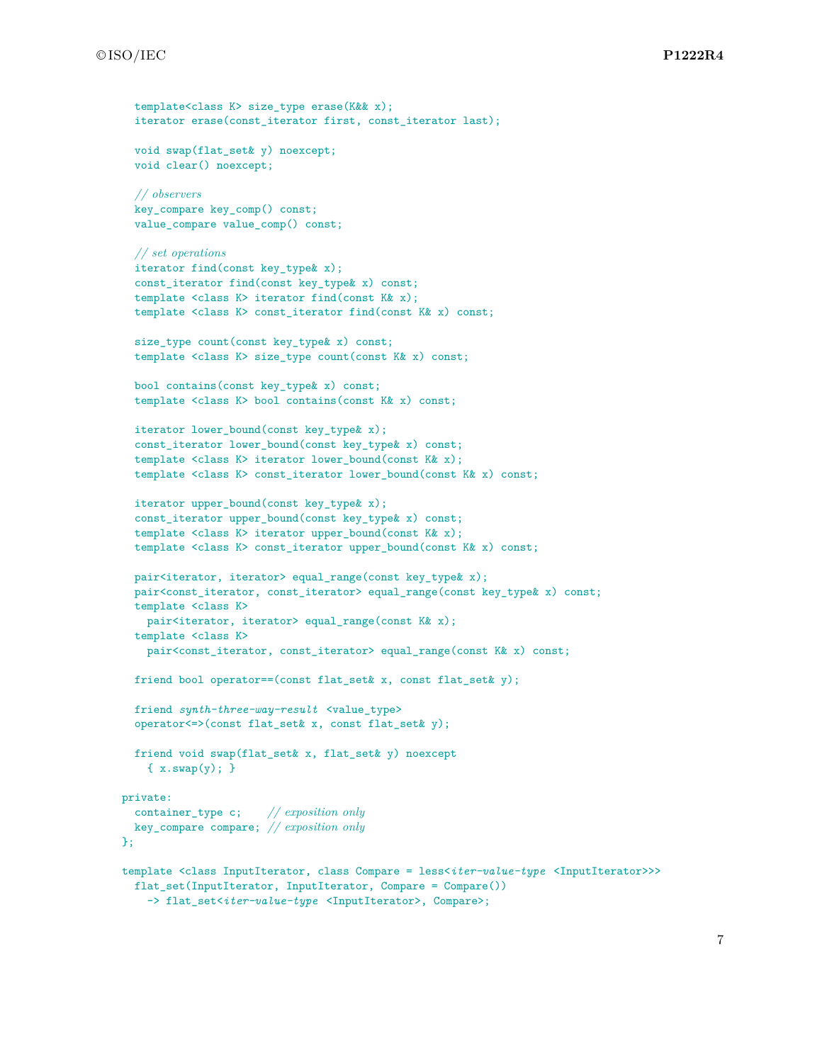```
    template<class K> size_type erase(K&& x);
    iterator erase(const_iterator first, const_iterator last);

    void swap(flat_set& y) noexcept;
    void clear() noexcept;

    // observers
    key_compare key_comp() const;
    value_compare value_comp() const;

    // set operations
    iterator find(const key_type& x);
    const_iterator find(const key_type& x) const;
    template <class K> iterator find(const K& x);
    template <class K> const_iterator find(const K& x) const;

    size_type count(const key_type& x) const;
    template <class K> size_type count(const K& x) const;

    bool contains(const key_type& x) const;
    template <class K> bool contains(const K& x) const;

    iterator lower_bound(const key_type& x);
    const_iterator lower_bound(const key_type& x) const;
    template <class K> iterator lower_bound(const K& x);
    template <class K> const_iterator lower_bound(const K& x) const;

    iterator upper_bound(const key_type& x);
    const_iterator upper_bound(const key_type& x) const;
    template <class K> iterator upper_bound(const K& x);
    template <class K> const_iterator upper_bound(const K& x) const;

    pair<iterator, iterator> equal_range(const key_type& x);
    pair<const_iterator, const_iterator> equal_range(const key_type& x) const;
    template <class K>
      pair<iterator, iterator> equal_range(const K& x);
    template <class K>
      pair<const_iterator, const_iterator> equal_range(const K& x) const;

    friend bool operator==(const flat_set& x, const flat_set& y);

    friend synth-three-way-result <value_type>
    operator<=>(const flat_set& x, const flat_set& y);

    friend void swap(flat_set& x, flat_set& y) noexcept
      { x.swap(y); }

  private:
    container_type c;     // exposition only
    key_compare compare; // exposition only
  };

  template <class InputIterator, class Compare = less<iter-value-type <InputIterator>>>
    flat_set(InputIterator, InputIterator, Compare = Compare())
      -> flat_set<iter-value-type <InputIterator>, Compare>;
```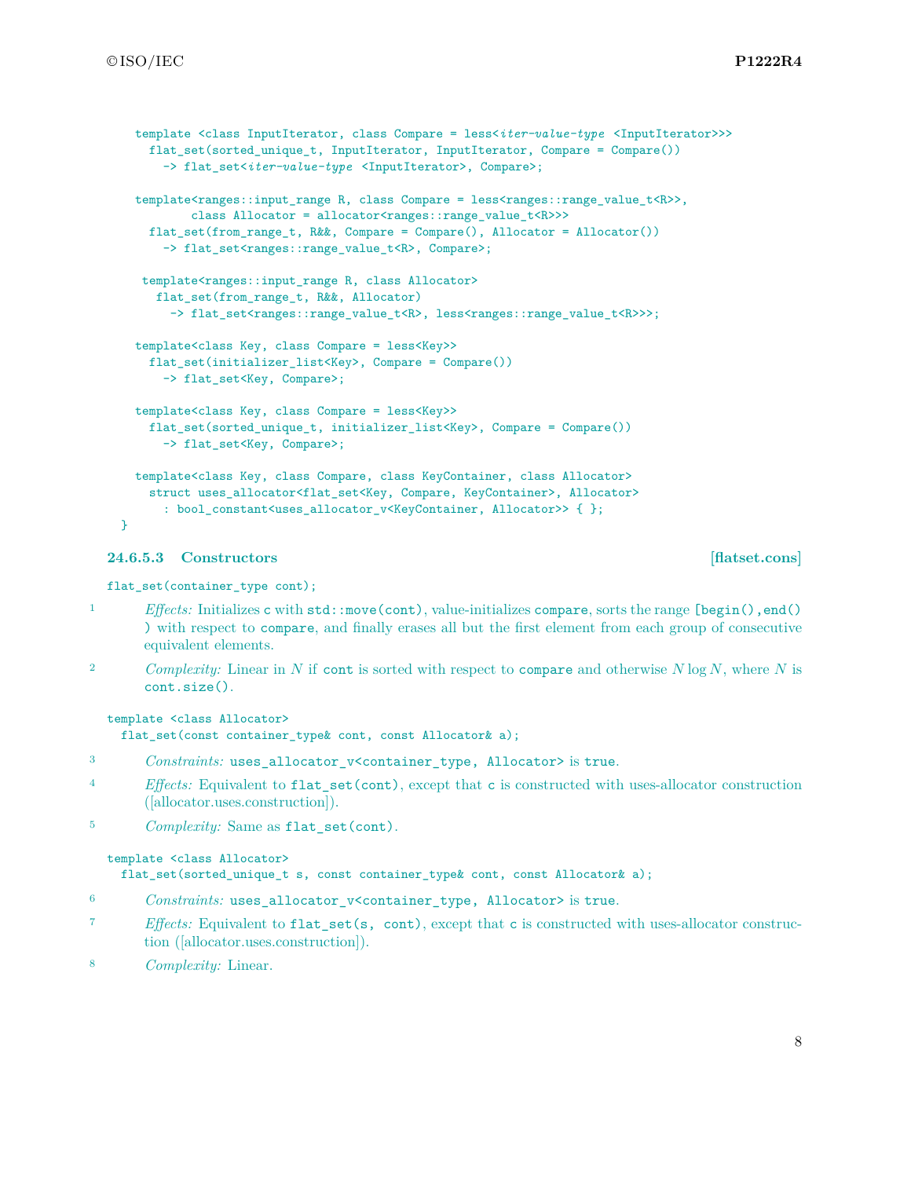```
    template <class InputIterator, class Compare = less<iter-value-type <InputIterator>>>
      flat_set(sorted_unique_t, InputIterator, InputIterator, Compare = Compare())
        -> flat_set<iter-value-type <InputIterator>, Compare>;

    template<ranges::input_range R, class Compare = less<ranges::range_value_t<R>>,
            class Allocator = allocator<ranges::range_value_t<R>>>
      flat_set(from_range_t, R&&, Compare = Compare(), Allocator = Allocator())
        -> flat_set<ranges::range_value_t<R>, Compare>;

     template<ranges::input_range R, class Allocator>
       flat_set(from_range_t, R&&, Allocator)
         -> flat_set<ranges::range_value_t<R>, less<ranges::range_value_t<R>>>;

    template<class Key, class Compare = less<Key>>
      flat_set(initializer_list<Key>, Compare = Compare())
        -> flat_set<Key, Compare>;

    template<class Key, class Compare = less<Key>>
      flat_set(sorted_unique_t, initializer_list<Key>, Compare = Compare())
        -> flat_set<Key, Compare>;

    template<class Key, class Compare, class KeyContainer, class Allocator>
      struct uses_allocator<flat_set<Key, Compare, KeyContainer>, Allocator>
        : bool_constant<uses_allocator_v<KeyContainer, Allocator>> { };
  }
```

### 24.6.5.3 Constructors [flatset.cons]

```
flat_set(container_type cont);
```

1 *Effects:* Initializes `c` with `std::move(cont)`, value-initializes `compare`, sorts the range `[begin(),end())` with respect to `compare`, and finally erases all but the first element from each group of consecutive equivalent elements.

2 *Complexity:* Linear in $N$ if `cont` is sorted with respect to `compare` and otherwise $N \log N$, where $N$ is `cont.size()`.

```
template <class Allocator>
  flat_set(const container_type& cont, const Allocator& a);
```

3 *Constraints:* `uses_allocator_v<container_type, Allocator>` is `true`.

4 *Effects:* Equivalent to `flat_set(cont)`, except that `c` is constructed with uses-allocator construction ([allocator.uses.construction]).

5 *Complexity:* Same as `flat_set(cont)`.

```
template <class Allocator>
  flat_set(sorted_unique_t s, const container_type& cont, const Allocator& a);
```

6 *Constraints:* `uses_allocator_v<container_type, Allocator>` is `true`.

7 *Effects:* Equivalent to `flat_set(s, cont)`, except that `c` is constructed with uses-allocator construction ([allocator.uses.construction]).

8 *Complexity:* Linear.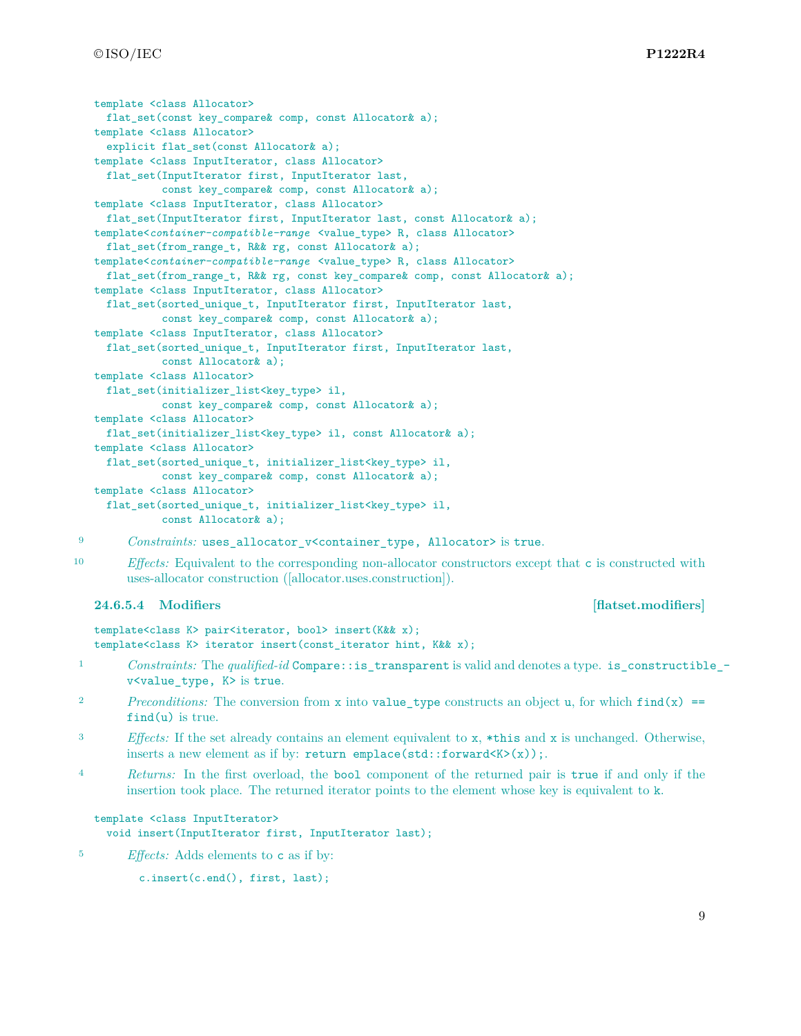```
template <class Allocator>
  flat_set(const key_compare& comp, const Allocator& a);
template <class Allocator>
  explicit flat_set(const Allocator& a);
template <class InputIterator, class Allocator>
  flat_set(InputIterator first, InputIterator last,
           const key_compare& comp, const Allocator& a);
template <class InputIterator, class Allocator>
  flat_set(InputIterator first, InputIterator last, const Allocator& a);
template<container-compatible-range <value_type> R, class Allocator>
  flat_set(from_range_t, R&& rg, const Allocator& a);
template<container-compatible-range <value_type> R, class Allocator>
  flat_set(from_range_t, R&& rg, const key_compare& comp, const Allocator& a);
template <class InputIterator, class Allocator>
  flat_set(sorted_unique_t, InputIterator first, InputIterator last,
           const key_compare& comp, const Allocator& a);
template <class InputIterator, class Allocator>
  flat_set(sorted_unique_t, InputIterator first, InputIterator last,
           const Allocator& a);
template <class Allocator>
  flat_set(initializer_list<key_type> il,
           const key_compare& comp, const Allocator& a);
template <class Allocator>
  flat_set(initializer_list<key_type> il, const Allocator& a);
template <class Allocator>
  flat_set(sorted_unique_t, initializer_list<key_type> il,
           const key_compare& comp, const Allocator& a);
template <class Allocator>
  flat_set(sorted_unique_t, initializer_list<key_type> il,
           const Allocator& a);
```

9 *Constraints:* `uses_allocator_v<container_type, Allocator>` is `true`.

10 *Effects:* Equivalent to the corresponding non-allocator constructors except that `c` is constructed with uses-allocator construction ([allocator.uses.construction]).

### 24.6.5.4 Modifiers [flatset.modifiers]

```
template<class K> pair<iterator, bool> insert(K&& x);
template<class K> iterator insert(const_iterator hint, K&& x);
```

1 *Constraints:* The *qualified-id* `Compare::is_transparent` is valid and denotes a type. `is_constructible_v<value_type, K>` is `true`.

2 *Preconditions:* The conversion from `x` into `value_type` constructs an object `u`, for which `find(x) == find(u)` is true.

3 *Effects:* If the set already contains an element equivalent to `x`, `*this` and `x` is unchanged. Otherwise, inserts a new element as if by: `return emplace(std::forward<K>(x));`.

4 *Returns:* In the first overload, the `bool` component of the returned pair is `true` if and only if the insertion took place. The returned iterator points to the element whose key is equivalent to `k`.

```
template <class InputIterator>
  void insert(InputIterator first, InputIterator last);
```

5 *Effects:* Adds elements to `c` as if by:

```
c.insert(c.end(), first, last);
```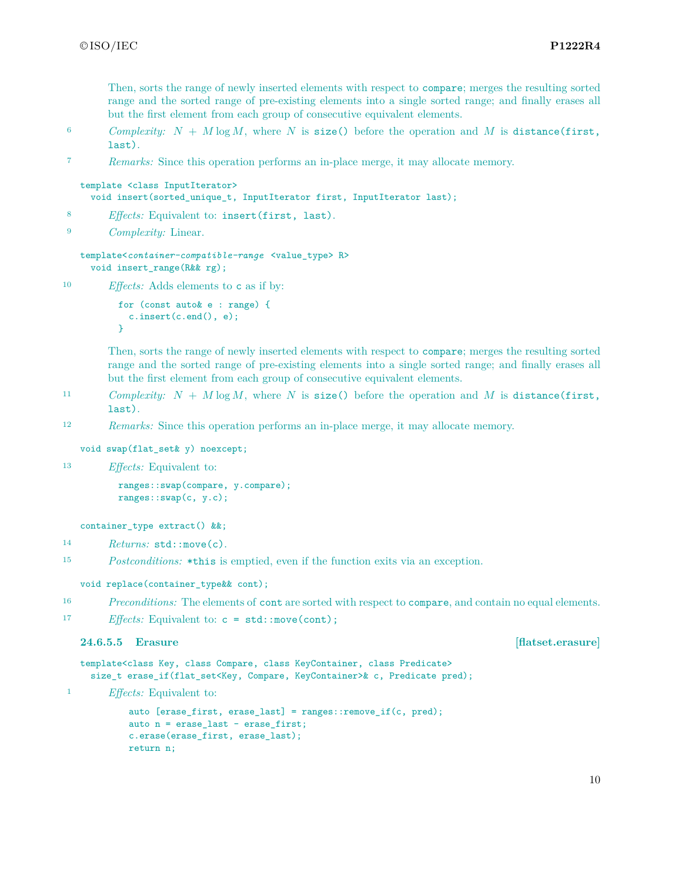Then, sorts the range of newly inserted elements with respect to `compare`; merges the resulting sorted range and the sorted range of pre-existing elements into a single sorted range; and finally erases all but the first element from each group of consecutive equivalent elements.

6 *Complexity:* $N + M \log M$, where $N$ is `size()` before the operation and $M$ is `distance(first, last)`.

7 *Remarks:* Since this operation performs an in-place merge, it may allocate memory.

```
template <class InputIterator>
  void insert(sorted_unique_t, InputIterator first, InputIterator last);
```

8 *Effects:* Equivalent to: `insert(first, last)`.

9 *Complexity:* Linear.

```
template<container-compatible-range <value_type> R>
  void insert_range(R&& rg);
```

10 *Effects:* Adds elements to `c` as if by:

```
for (const auto& e : range) {
  c.insert(c.end(), e);
}
```

Then, sorts the range of newly inserted elements with respect to `compare`; merges the resulting sorted range and the sorted range of pre-existing elements into a single sorted range; and finally erases all but the first element from each group of consecutive equivalent elements.

11 *Complexity:* $N + M \log M$, where $N$ is `size()` before the operation and $M$ is `distance(first, last)`.

12 *Remarks:* Since this operation performs an in-place merge, it may allocate memory.

```
void swap(flat_set& y) noexcept;
```

13 *Effects:* Equivalent to:

```
ranges::swap(compare, y.compare);
ranges::swap(c, y.c);
```

```
container_type extract() &&;
```

14 *Returns:* `std::move(c)`.

15 *Postconditions:* `*this` is emptied, even if the function exits via an exception.

```
void replace(container_type&& cont);
```

16 *Preconditions:* The elements of `cont` are sorted with respect to `compare`, and contain no equal elements.

17 *Effects:* Equivalent to: `c = std::move(cont);`

### 24.6.5.5 Erasure [flatset.erasure]

```
template<class Key, class Compare, class KeyContainer, class Predicate>
  size_t erase_if(flat_set<Key, Compare, KeyContainer>& c, Predicate pred);
```

1 *Effects:* Equivalent to:

```
auto [erase_first, erase_last] = ranges::remove_if(c, pred);
auto n = erase_last - erase_first;
c.erase(erase_first, erase_last);
return n;
```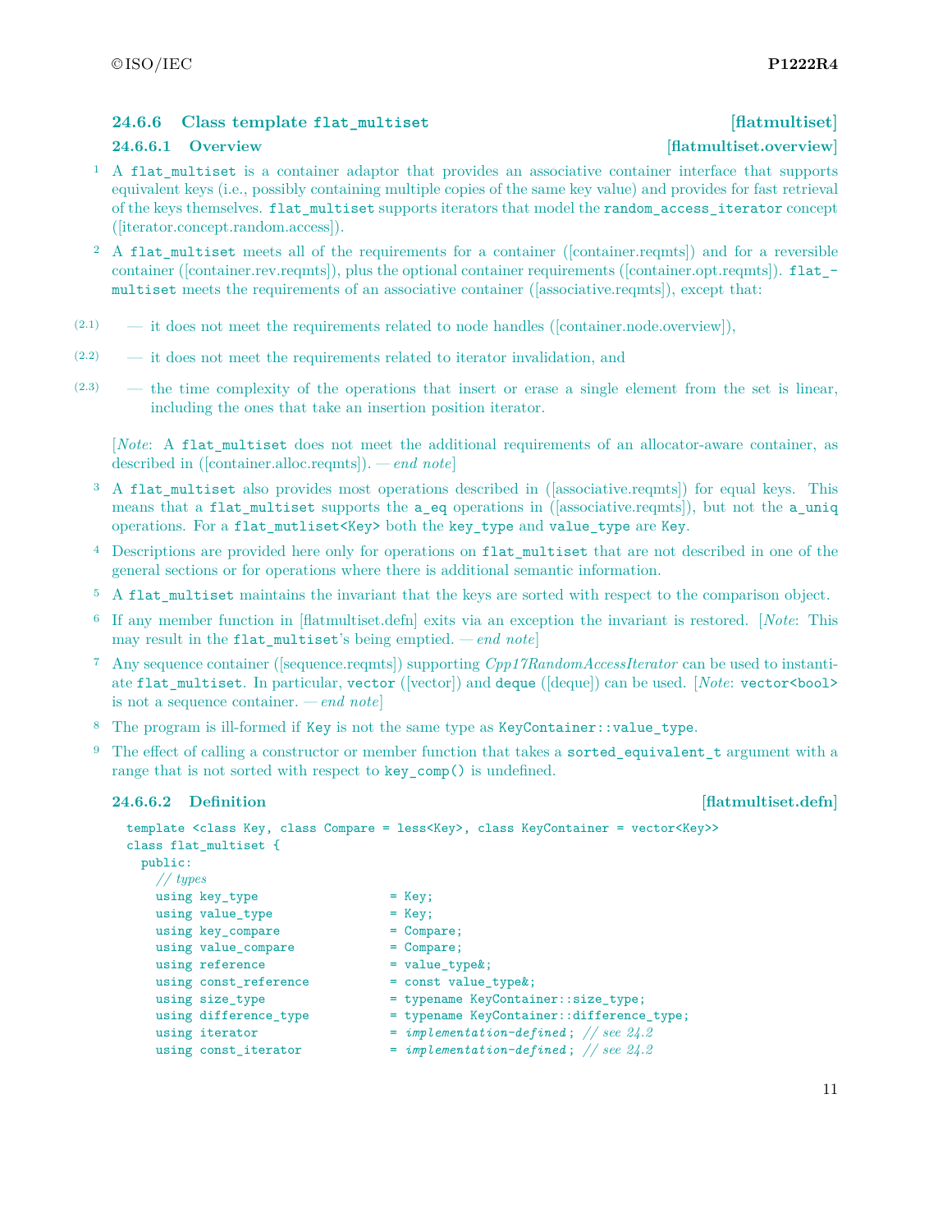### 24.6.6 Class template `flat_multiset` [flatmultiset]

#### 24.6.6.1 Overview [flatmultiset.overview]

1 A `flat_multiset` is a container adaptor that provides an associative container interface that supports equivalent keys (i.e., possibly containing multiple copies of the same key value) and provides for fast retrieval of the keys themselves. `flat_multiset` supports iterators that model the `random_access_iterator` concept ([iterator.concept.random.access]).

2 A `flat_multiset` meets all of the requirements for a container ([container.reqmts]) and for a reversible container ([container.rev.reqmts]), plus the optional container requirements ([container.opt.reqmts]). `flat_multiset` meets the requirements of an associative container ([associative.reqmts]), except that:

(2.1) — it does not meet the requirements related to node handles ([container.node.overview]),

(2.2) — it does not meet the requirements related to iterator invalidation, and

(2.3) — the time complexity of the operations that insert or erase a single element from the set is linear, including the ones that take an insertion position iterator.

[*Note*: A `flat_multiset` does not meet the additional requirements of an allocator-aware container, as described in ([container.alloc.reqmts]). — *end note*]

3 A `flat_multiset` also provides most operations described in ([associative.reqmts]) for equal keys. This means that a `flat_multiset` supports the `a_eq` operations in ([associative.reqmts]), but not the `a_uniq` operations. For a `flat_mutliset<Key>` both the `key_type` and `value_type` are `Key`.

4 Descriptions are provided here only for operations on `flat_multiset` that are not described in one of the general sections or for operations where there is additional semantic information.

5 A `flat_multiset` maintains the invariant that the keys are sorted with respect to the comparison object.

6 If any member function in [flatmultiset.defn] exits via an exception the invariant is restored. [*Note*: This may result in the `flat_multiset`'s being emptied. — *end note*]

7 Any sequence container ([sequence.reqmts]) supporting *Cpp17RandomAccessIterator* can be used to instantiate `flat_multiset`. In particular, `vector` ([vector]) and `deque` ([deque]) can be used. [*Note*: `vector<bool>` is not a sequence container. — *end note*]

8 The program is ill-formed if `Key` is not the same type as `KeyContainer::value_type`.

9 The effect of calling a constructor or member function that takes a `sorted_equivalent_t` argument with a range that is not sorted with respect to `key_comp()` is undefined.

#### 24.6.6.2 Definition [flatmultiset.defn]

```
template <class Key, class Compare = less<Key>, class KeyContainer = vector<Key>>
class flat_multiset {
  public:
    // types
    using key_type                = Key;
    using value_type              = Key;
    using key_compare             = Compare;
    using value_compare           = Compare;
    using reference               = value_type&;
    using const_reference         = const value_type&;
    using size_type               = typename KeyContainer::size_type;
    using difference_type         = typename KeyContainer::difference_type;
    using iterator                = implementation-defined; // see 24.2
    using const_iterator          = implementation-defined; // see 24.2
```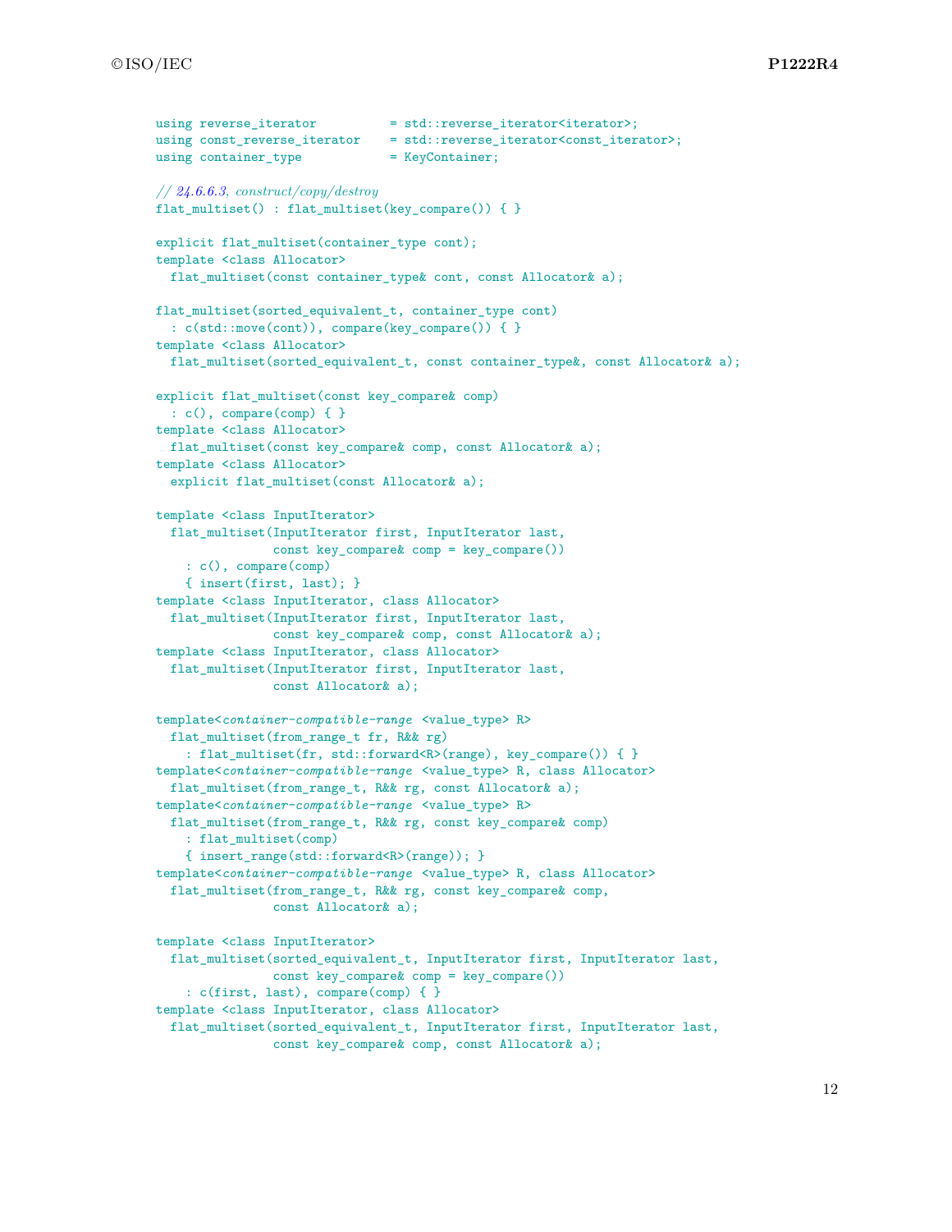```
    using reverse_iterator         = std::reverse_iterator<iterator>;
    using const_reverse_iterator   = std::reverse_iterator<const_iterator>;
    using container_type           = KeyContainer;

    // 24.6.6.3, construct/copy/destroy
    flat_multiset() : flat_multiset(key_compare()) { }

    explicit flat_multiset(container_type cont);
    template <class Allocator>
      flat_multiset(const container_type& cont, const Allocator& a);

    flat_multiset(sorted_equivalent_t, container_type cont)
      : c(std::move(cont)), compare(key_compare()) { }
    template <class Allocator>
      flat_multiset(sorted_equivalent_t, const container_type&, const Allocator& a);

    explicit flat_multiset(const key_compare& comp)
      : c(), compare(comp) { }
    template <class Allocator>
      flat_multiset(const key_compare& comp, const Allocator& a);
    template <class Allocator>
      explicit flat_multiset(const Allocator& a);

    template <class InputIterator>
      flat_multiset(InputIterator first, InputIterator last,
                    const key_compare& comp = key_compare())
        : c(), compare(comp)
        { insert(first, last); }
    template <class InputIterator, class Allocator>
      flat_multiset(InputIterator first, InputIterator last,
                    const key_compare& comp, const Allocator& a);
    template <class InputIterator, class Allocator>
      flat_multiset(InputIterator first, InputIterator last,
                    const Allocator& a);

    template<container-compatible-range <value_type> R>
      flat_multiset(from_range_t fr, R&& rg)
        : flat_multiset(fr, std::forward<R>(range), key_compare()) { }
    template<container-compatible-range <value_type> R, class Allocator>
      flat_multiset(from_range_t, R&& rg, const Allocator& a);
    template<container-compatible-range <value_type> R>
      flat_multiset(from_range_t, R&& rg, const key_compare& comp)
        : flat_multiset(comp)
        { insert_range(std::forward<R>(range)); }
    template<container-compatible-range <value_type> R, class Allocator>
      flat_multiset(from_range_t, R&& rg, const key_compare& comp,
                    const Allocator& a);

    template <class InputIterator>
      flat_multiset(sorted_equivalent_t, InputIterator first, InputIterator last,
                    const key_compare& comp = key_compare())
        : c(first, last), compare(comp) { }
    template <class InputIterator, class Allocator>
      flat_multiset(sorted_equivalent_t, InputIterator first, InputIterator last,
                    const key_compare& comp, const Allocator& a);
```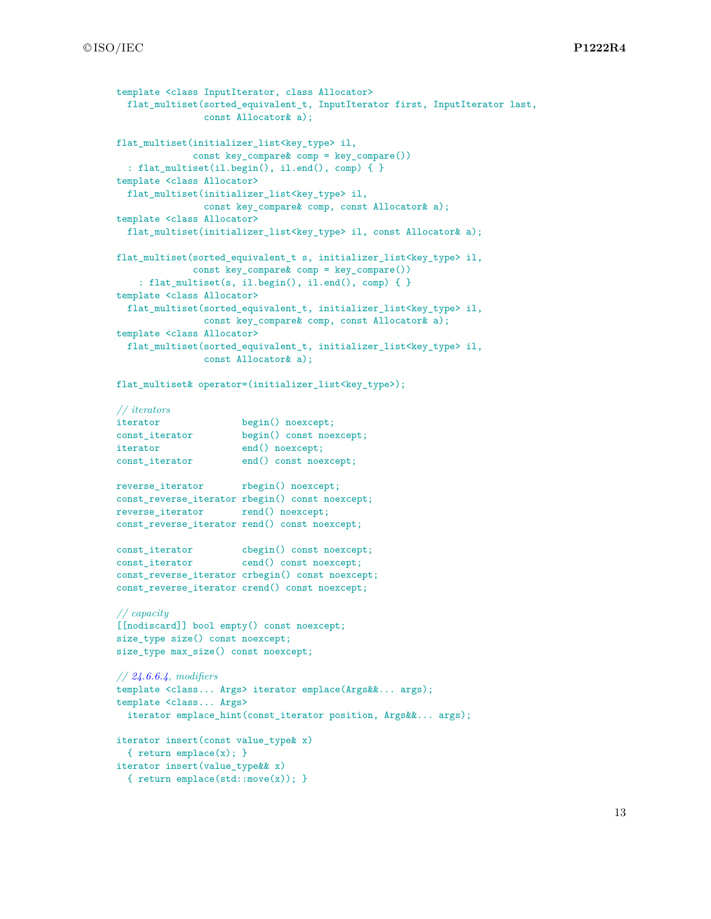```
template <class InputIterator, class Allocator>
  flat_multiset(sorted_equivalent_t, InputIterator first, InputIterator last,
                const Allocator& a);

flat_multiset(initializer_list<key_type> il,
              const key_compare& comp = key_compare())
  : flat_multiset(il.begin(), il.end(), comp) { }
template <class Allocator>
  flat_multiset(initializer_list<key_type> il,
                const key_compare& comp, const Allocator& a);
template <class Allocator>
  flat_multiset(initializer_list<key_type> il, const Allocator& a);

flat_multiset(sorted_equivalent_t s, initializer_list<key_type> il,
              const key_compare& comp = key_compare())
    : flat_multiset(s, il.begin(), il.end(), comp) { }
template <class Allocator>
  flat_multiset(sorted_equivalent_t, initializer_list<key_type> il,
                const key_compare& comp, const Allocator& a);
template <class Allocator>
  flat_multiset(sorted_equivalent_t, initializer_list<key_type> il,
                const Allocator& a);

flat_multiset& operator=(initializer_list<key_type>);

// iterators
iterator               begin() noexcept;
const_iterator         begin() const noexcept;
iterator               end() noexcept;
const_iterator         end() const noexcept;

reverse_iterator       rbegin() noexcept;
const_reverse_iterator rbegin() const noexcept;
reverse_iterator       rend() noexcept;
const_reverse_iterator rend() const noexcept;

const_iterator         cbegin() const noexcept;
const_iterator         cend() const noexcept;
const_reverse_iterator crbegin() const noexcept;
const_reverse_iterator crend() const noexcept;

// capacity
[[nodiscard]] bool empty() const noexcept;
size_type size() const noexcept;
size_type max_size() const noexcept;

// 24.6.6.4, modifiers
template <class... Args> iterator emplace(Args&&... args);
template <class... Args>
  iterator emplace_hint(const_iterator position, Args&&... args);

iterator insert(const value_type& x)
  { return emplace(x); }
iterator insert(value_type&& x)
  { return emplace(std::move(x)); }
```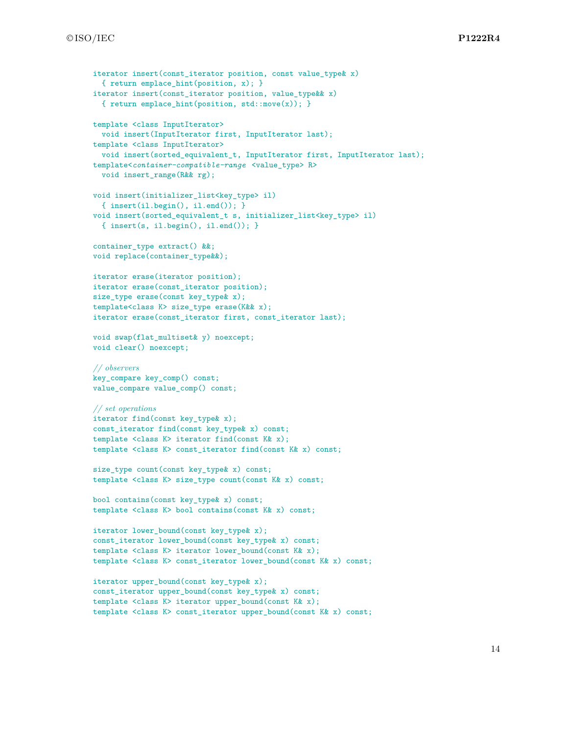```cpp
iterator insert(const_iterator position, const value_type& x)
  { return emplace_hint(position, x); }
iterator insert(const_iterator position, value_type&& x)
  { return emplace_hint(position, std::move(x)); }

template <class InputIterator>
  void insert(InputIterator first, InputIterator last);
template <class InputIterator>
  void insert(sorted_equivalent_t, InputIterator first, InputIterator last);
template<container-compatible-range <value_type> R>
  void insert_range(R&& rg);

void insert(initializer_list<key_type> il)
  { insert(il.begin(), il.end()); }
void insert(sorted_equivalent_t s, initializer_list<key_type> il)
  { insert(s, il.begin(), il.end()); }

container_type extract() &&;
void replace(container_type&&);

iterator erase(iterator position);
iterator erase(const_iterator position);
size_type erase(const key_type& x);
template<class K> size_type erase(K&& x);
iterator erase(const_iterator first, const_iterator last);

void swap(flat_multiset& y) noexcept;
void clear() noexcept;

// observers
key_compare key_comp() const;
value_compare value_comp() const;

// set operations
iterator find(const key_type& x);
const_iterator find(const key_type& x) const;
template <class K> iterator find(const K& x);
template <class K> const_iterator find(const K& x) const;

size_type count(const key_type& x) const;
template <class K> size_type count(const K& x) const;

bool contains(const key_type& x) const;
template <class K> bool contains(const K& x) const;

iterator lower_bound(const key_type& x);
const_iterator lower_bound(const key_type& x) const;
template <class K> iterator lower_bound(const K& x);
template <class K> const_iterator lower_bound(const K& x) const;

iterator upper_bound(const key_type& x);
const_iterator upper_bound(const key_type& x) const;
template <class K> iterator upper_bound(const K& x);
template <class K> const_iterator upper_bound(const K& x) const;
```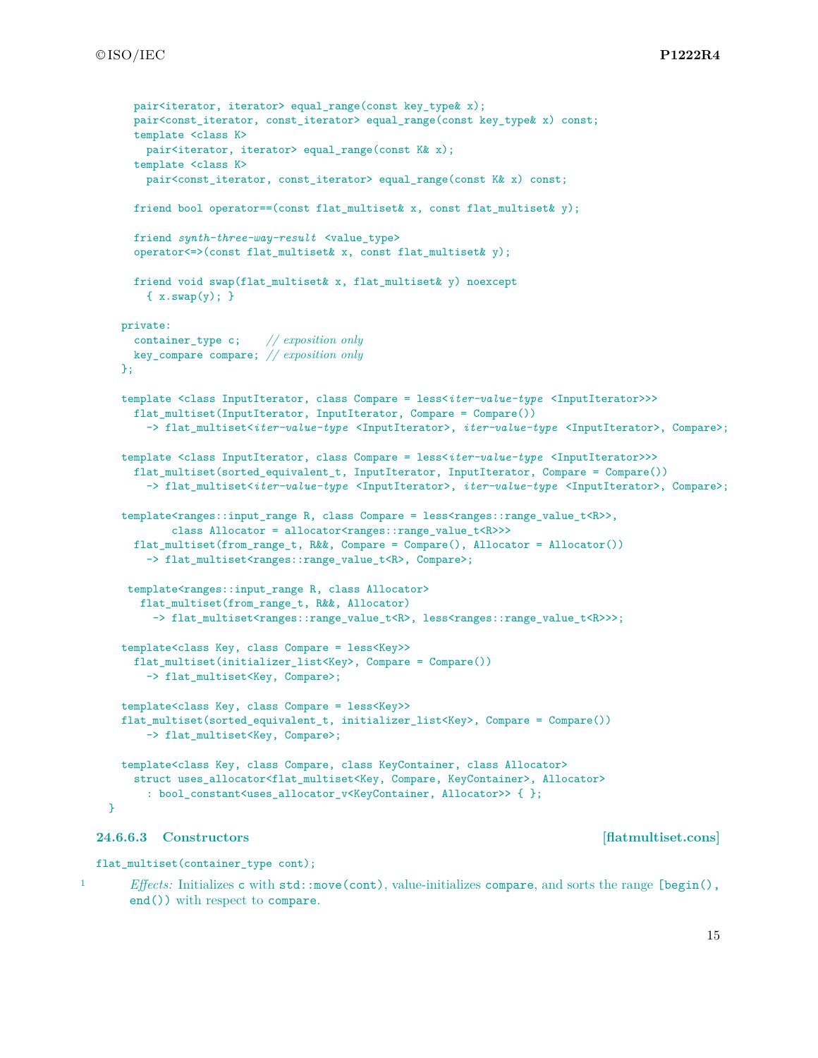```
    pair<iterator, iterator> equal_range(const key_type& x);
    pair<const_iterator, const_iterator> equal_range(const key_type& x) const;
    template <class K>
      pair<iterator, iterator> equal_range(const K& x);
    template <class K>
      pair<const_iterator, const_iterator> equal_range(const K& x) const;

    friend bool operator==(const flat_multiset& x, const flat_multiset& y);

    friend synth-three-way-result <value_type>
    operator<=>(const flat_multiset& x, const flat_multiset& y);

    friend void swap(flat_multiset& x, flat_multiset& y) noexcept
      { x.swap(y); }

  private:
    container_type c;    // exposition only
    key_compare compare; // exposition only
  };

  template <class InputIterator, class Compare = less<iter-value-type <InputIterator>>>
    flat_multiset(InputIterator, InputIterator, Compare = Compare())
      -> flat_multiset<iter-value-type <InputIterator>, iter-value-type <InputIterator>, Compare>;

  template <class InputIterator, class Compare = less<iter-value-type <InputIterator>>>
    flat_multiset(sorted_equivalent_t, InputIterator, InputIterator, Compare = Compare())
      -> flat_multiset<iter-value-type <InputIterator>, iter-value-type <InputIterator>, Compare>;

  template<ranges::input_range R, class Compare = less<ranges::range_value_t<R>>,
           class Allocator = allocator<ranges::range_value_t<R>>>
    flat_multiset(from_range_t, R&&, Compare = Compare(), Allocator = Allocator())
      -> flat_multiset<ranges::range_value_t<R>, Compare>;

   template<ranges::input_range R, class Allocator>
     flat_multiset(from_range_t, R&&, Allocator)
       -> flat_multiset<ranges::range_value_t<R>, less<ranges::range_value_t<R>>>;

  template<class Key, class Compare = less<Key>>
    flat_multiset(initializer_list<Key>, Compare = Compare())
      -> flat_multiset<Key, Compare>;

  template<class Key, class Compare = less<Key>>
  flat_multiset(sorted_equivalent_t, initializer_list<Key>, Compare = Compare())
      -> flat_multiset<Key, Compare>;

  template<class Key, class Compare, class KeyContainer, class Allocator>
    struct uses_allocator<flat_multiset<Key, Compare, KeyContainer>, Allocator>
      : bool_constant<uses_allocator_v<KeyContainer, Allocator>> { };
}
```

### 24.6.6.3 Constructors [flatmultiset.cons]

```
flat_multiset(container_type cont);
```

1 *Effects:* Initializes `c` with `std::move(cont)`, value-initializes `compare`, and sorts the range `[begin(), end())` with respect to `compare`.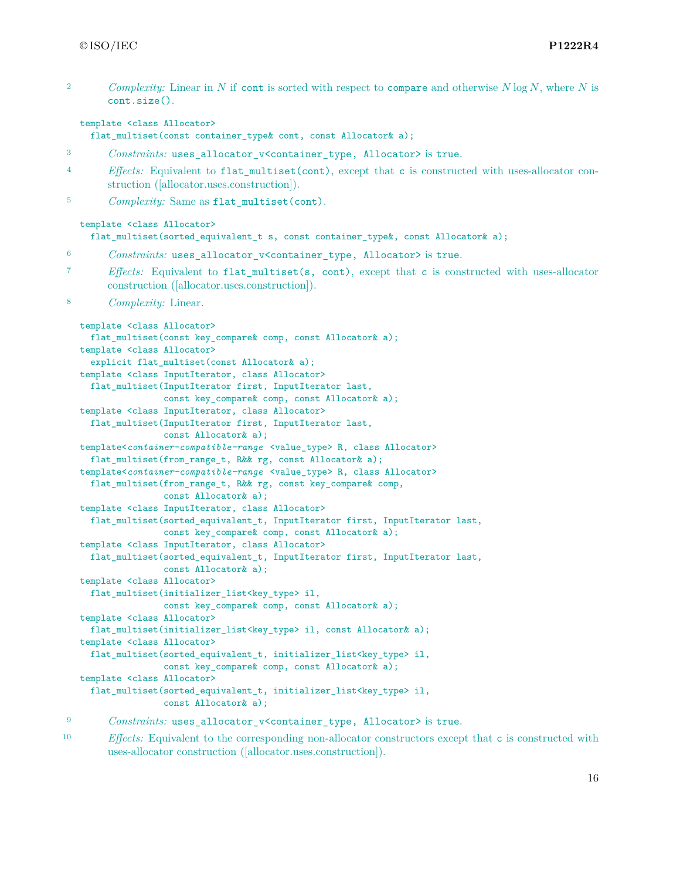2 *Complexity:* Linear in $N$ if `cont` is sorted with respect to `compare` and otherwise $N \log N$, where $N$ is `cont.size()`.

```
template <class Allocator>
  flat_multiset(const container_type& cont, const Allocator& a);
```

3 *Constraints:* `uses_allocator_v<container_type, Allocator>` is `true`.

4 *Effects:* Equivalent to `flat_multiset(cont)`, except that `c` is constructed with uses-allocator construction ([allocator.uses.construction]).

5 *Complexity:* Same as `flat_multiset(cont)`.

```
template <class Allocator>
  flat_multiset(sorted_equivalent_t s, const container_type&, const Allocator& a);
```

6 *Constraints:* `uses_allocator_v<container_type, Allocator>` is `true`.

7 *Effects:* Equivalent to `flat_multiset(s, cont)`, except that `c` is constructed with uses-allocator construction ([allocator.uses.construction]).

8 *Complexity:* Linear.

```
template <class Allocator>
  flat_multiset(const key_compare& comp, const Allocator& a);
template <class Allocator>
  explicit flat_multiset(const Allocator& a);
template <class InputIterator, class Allocator>
  flat_multiset(InputIterator first, InputIterator last,
                const key_compare& comp, const Allocator& a);
template <class InputIterator, class Allocator>
  flat_multiset(InputIterator first, InputIterator last,
                const Allocator& a);
template<container-compatible-range <value_type> R, class Allocator>
  flat_multiset(from_range_t, R&& rg, const Allocator& a);
template<container-compatible-range <value_type> R, class Allocator>
  flat_multiset(from_range_t, R&& rg, const key_compare& comp,
                const Allocator& a);
template <class InputIterator, class Allocator>
  flat_multiset(sorted_equivalent_t, InputIterator first, InputIterator last,
                const key_compare& comp, const Allocator& a);
template <class InputIterator, class Allocator>
  flat_multiset(sorted_equivalent_t, InputIterator first, InputIterator last,
                const Allocator& a);
template <class Allocator>
  flat_multiset(initializer_list<key_type> il,
                const key_compare& comp, const Allocator& a);
template <class Allocator>
  flat_multiset(initializer_list<key_type> il, const Allocator& a);
template <class Allocator>
  flat_multiset(sorted_equivalent_t, initializer_list<key_type> il,
                const key_compare& comp, const Allocator& a);
template <class Allocator>
  flat_multiset(sorted_equivalent_t, initializer_list<key_type> il,
                const Allocator& a);
```

9 *Constraints:* `uses_allocator_v<container_type, Allocator>` is `true`.

10 *Effects:* Equivalent to the corresponding non-allocator constructors except that `c` is constructed with uses-allocator construction ([allocator.uses.construction]).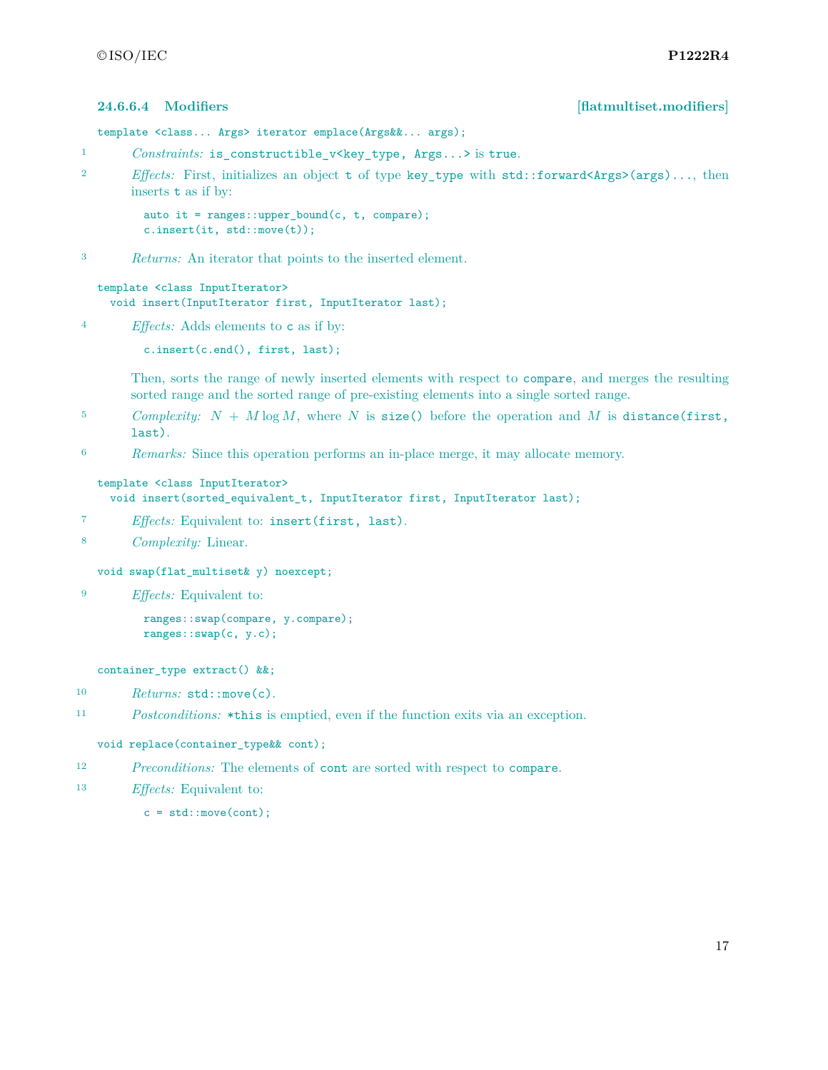### 24.6.6.4 Modifiers [flatmultiset.modifiers]

```
template <class... Args> iterator emplace(Args&&... args);
```

1 *Constraints:* `is_constructible_v<key_type, Args...>` is `true`.

2 *Effects:* First, initializes an object `t` of type `key_type` with `std::forward<Args>(args)...`, then inserts `t` as if by:

```
auto it = ranges::upper_bound(c, t, compare);
c.insert(it, std::move(t));
```

3 *Returns:* An iterator that points to the inserted element.

```
template <class InputIterator>
  void insert(InputIterator first, InputIterator last);
```

4 *Effects:* Adds elements to `c` as if by:

```
c.insert(c.end(), first, last);
```

Then, sorts the range of newly inserted elements with respect to `compare`, and merges the resulting sorted range and the sorted range of pre-existing elements into a single sorted range.

5 *Complexity:* $N + M \log M$, where $N$ is `size()` before the operation and $M$ is `distance(first, last)`.

6 *Remarks:* Since this operation performs an in-place merge, it may allocate memory.

```
template <class InputIterator>
  void insert(sorted_equivalent_t, InputIterator first, InputIterator last);
```

7 *Effects:* Equivalent to: `insert(first, last)`.

8 *Complexity:* Linear.

```
void swap(flat_multiset& y) noexcept;
```

9 *Effects:* Equivalent to:

```
ranges::swap(compare, y.compare);
ranges::swap(c, y.c);
```

```
container_type extract() &&;
```

10 *Returns:* `std::move(c)`.

11 *Postconditions:* `*this` is emptied, even if the function exits via an exception.

```
void replace(container_type&& cont);
```

12 *Preconditions:* The elements of `cont` are sorted with respect to `compare`.

13 *Effects:* Equivalent to:

```
c = std::move(cont);
```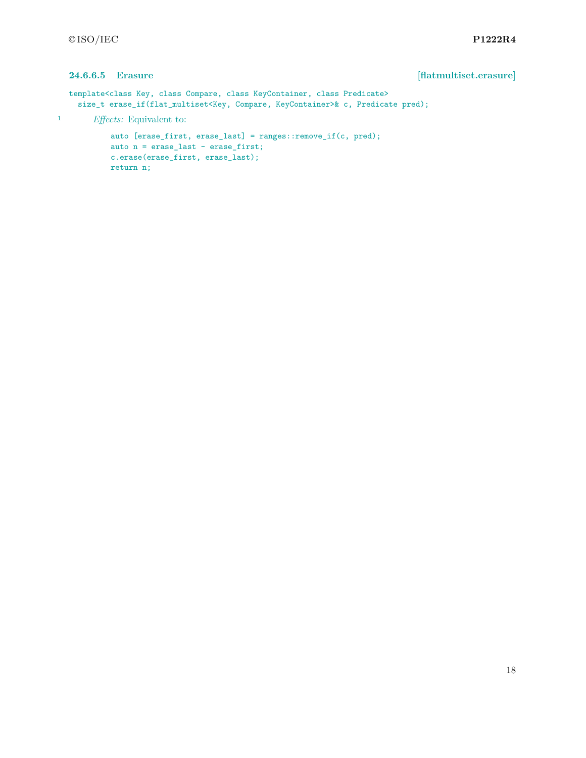### 24.6.6.5 Erasure [flatmultiset.erasure]

```
template<class Key, class Compare, class KeyContainer, class Predicate>
  size_t erase_if(flat_multiset<Key, Compare, KeyContainer>& c, Predicate pred);
```

1 *Effects:* Equivalent to:

```
auto [erase_first, erase_last] = ranges::remove_if(c, pred);
auto n = erase_last - erase_first;
c.erase(erase_first, erase_last);
return n;
```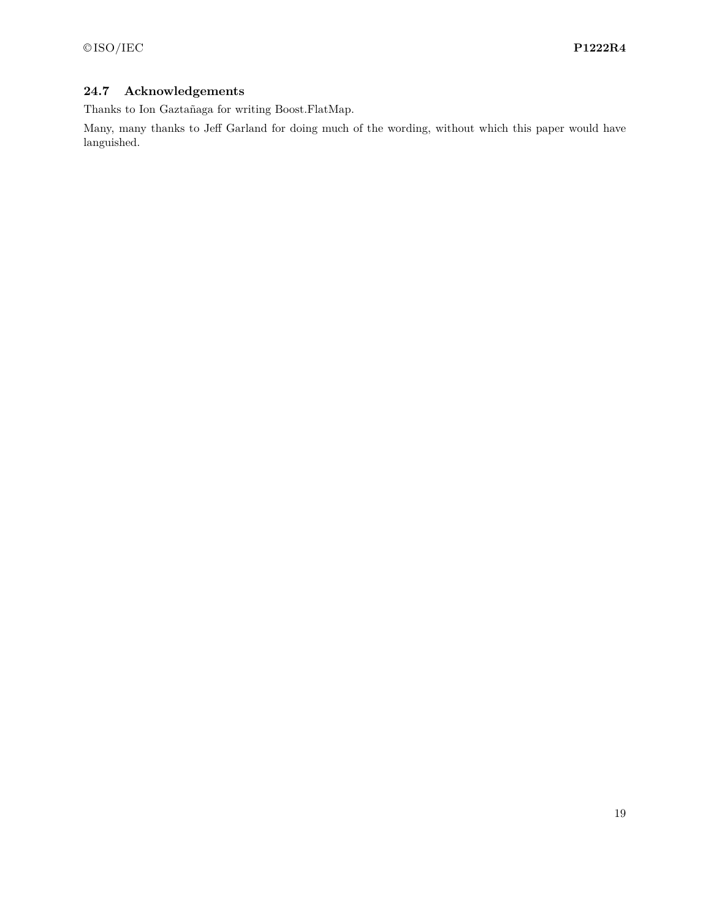## 24.7 Acknowledgements

Thanks to Ion Gaztañaga for writing Boost.FlatMap.

Many, many thanks to Jeff Garland for doing much of the wording, without which this paper would have languished.